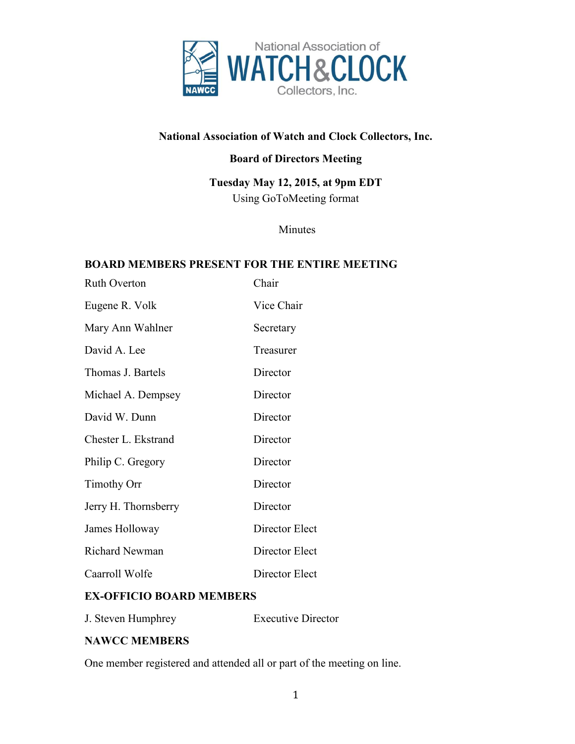National Association of WATCH & CLOCK Collectors, Inc.

**National Association of Watch and Clock Collectors, Inc.**

**Board of Directors Meeting**

**Tuesday May 12, 2015, at 9pm EDT**

Using GoToMeeting format

Minutes

## BOARD MEMBERS PRESENT FOR THE ENTIRE MEETING

| | |
|---|---|
| Ruth Overton | Chair |
| Eugene R. Volk | Vice Chair |
| Mary Ann Wahlner | Secretary |
| David A. Lee | Treasurer |
| Thomas J. Bartels | Director |
| Michael A. Dempsey | Director |
| David W. Dunn | Director |
| Chester L. Ekstrand | Director |
| Philip C. Gregory | Director |
| Timothy Orr | Director |
| Jerry H. Thornsberry | Director |
| James Holloway | Director Elect |
| Richard Newman | Director Elect |
| Caarroll Wolfe | Director Elect |

## EX-OFFICIO BOARD MEMBERS

| | |
|---|---|
| J. Steven Humphrey | Executive Director |

## NAWCC MEMBERS

One member registered and attended all or part of the meeting on line.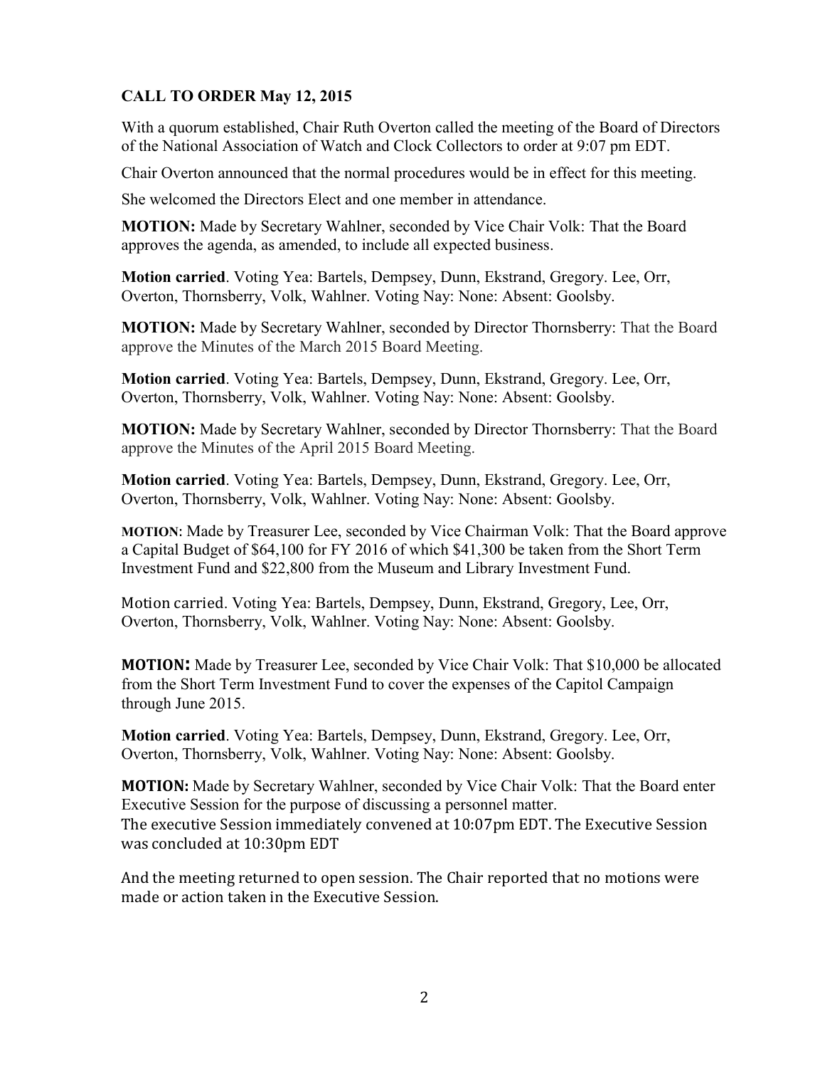**CALL TO ORDER May 12, 2015**

With a quorum established, Chair Ruth Overton called the meeting of the Board of Directors of the National Association of Watch and Clock Collectors to order at 9:07 pm EDT.

Chair Overton announced that the normal procedures would be in effect for this meeting.

She welcomed the Directors Elect and one member in attendance.

**MOTION:** Made by Secretary Wahlner, seconded by Vice Chair Volk: That the Board approves the agenda, as amended, to include all expected business.

**Motion carried**. Voting Yea: Bartels, Dempsey, Dunn, Ekstrand, Gregory. Lee, Orr, Overton, Thornsberry, Volk, Wahlner. Voting Nay: None: Absent: Goolsby.

**MOTION:** Made by Secretary Wahlner, seconded by Director Thornsberry: That the Board approve the Minutes of the March 2015 Board Meeting.

**Motion carried**. Voting Yea: Bartels, Dempsey, Dunn, Ekstrand, Gregory. Lee, Orr, Overton, Thornsberry, Volk, Wahlner. Voting Nay: None: Absent: Goolsby.

**MOTION:** Made by Secretary Wahlner, seconded by Director Thornsberry: That the Board approve the Minutes of the April 2015 Board Meeting.

**Motion carried**. Voting Yea: Bartels, Dempsey, Dunn, Ekstrand, Gregory. Lee, Orr, Overton, Thornsberry, Volk, Wahlner. Voting Nay: None: Absent: Goolsby.

**MOTION**: Made by Treasurer Lee, seconded by Vice Chairman Volk: That the Board approve a Capital Budget of $64,100 for FY 2016 of which $41,300 be taken from the Short Term Investment Fund and $22,800 from the Museum and Library Investment Fund.

Motion carried. Voting Yea: Bartels, Dempsey, Dunn, Ekstrand, Gregory, Lee, Orr, Overton, Thornsberry, Volk, Wahlner. Voting Nay: None: Absent: Goolsby.

**MOTION:** Made by Treasurer Lee, seconded by Vice Chair Volk: That $10,000 be allocated from the Short Term Investment Fund to cover the expenses of the Capitol Campaign through June 2015.

**Motion carried**. Voting Yea: Bartels, Dempsey, Dunn, Ekstrand, Gregory. Lee, Orr, Overton, Thornsberry, Volk, Wahlner. Voting Nay: None: Absent: Goolsby.

**MOTION:** Made by Secretary Wahlner, seconded by Vice Chair Volk: That the Board enter Executive Session for the purpose of discussing a personnel matter.
The executive Session immediately convened at 10:07pm EDT. The Executive Session was concluded at 10:30pm EDT

And the meeting returned to open session. The Chair reported that no motions were made or action taken in the Executive Session.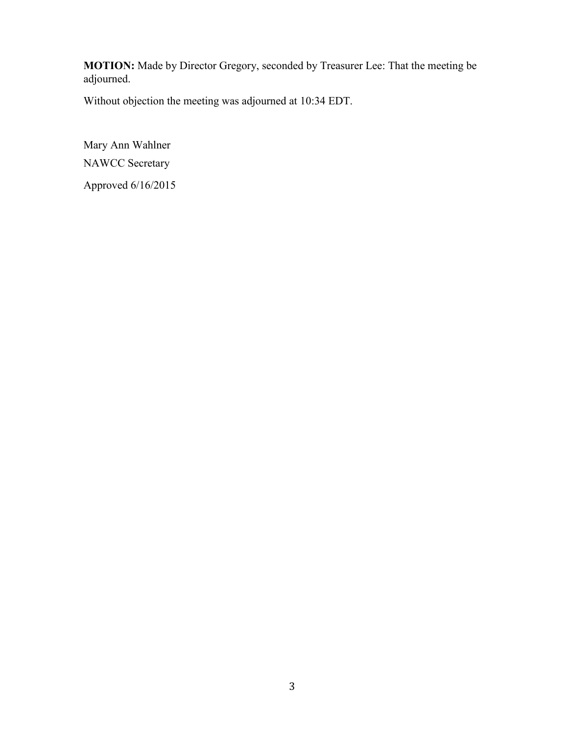**MOTION:** Made by Director Gregory, seconded by Treasurer Lee: That the meeting be adjourned.

Without objection the meeting was adjourned at 10:34 EDT.

Mary Ann Wahlner

NAWCC Secretary

Approved 6/16/2015